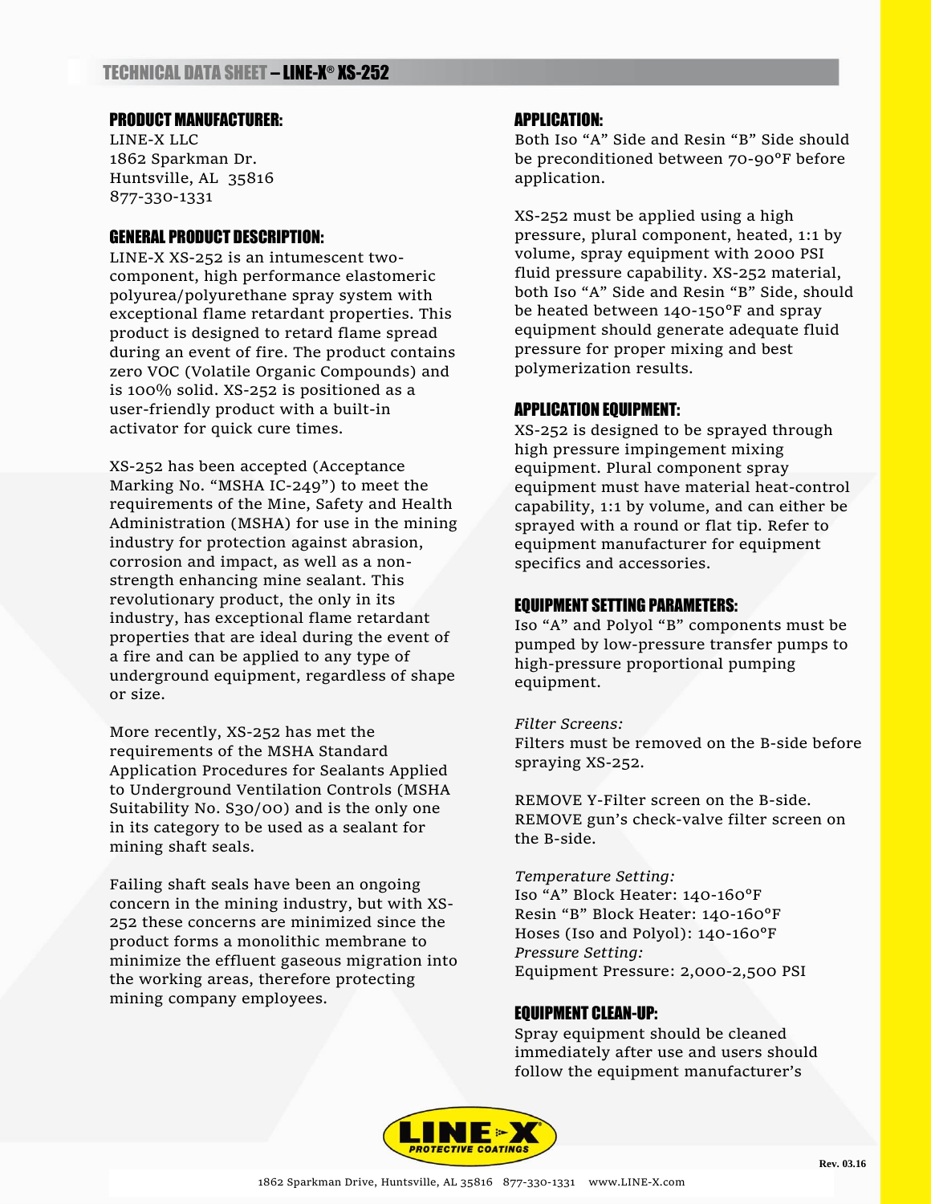# TECHNICAL DATA SHEET – LINE-X® XS-252

## PRODUCT MANUFACTURER:

LINE-X LLC
1862 Sparkman Dr.
Huntsville, AL 35816
877-330-1331

## GENERAL PRODUCT DESCRIPTION:

LINE-X XS-252 is an intumescent two-component, high performance elastomeric polyurea/polyurethane spray system with exceptional flame retardant properties. This product is designed to retard flame spread during an event of fire. The product contains zero VOC (Volatile Organic Compounds) and is 100% solid. XS-252 is positioned as a user-friendly product with a built-in activator for quick cure times.

XS-252 has been accepted (Acceptance Marking No. "MSHA IC-249") to meet the requirements of the Mine, Safety and Health Administration (MSHA) for use in the mining industry for protection against abrasion, corrosion and impact, as well as a non-strength enhancing mine sealant. This revolutionary product, the only in its industry, has exceptional flame retardant properties that are ideal during the event of a fire and can be applied to any type of underground equipment, regardless of shape or size.

More recently, XS-252 has met the requirements of the MSHA Standard Application Procedures for Sealants Applied to Underground Ventilation Controls (MSHA Suitability No. S30/00) and is the only one in its category to be used as a sealant for mining shaft seals.

Failing shaft seals have been an ongoing concern in the mining industry, but with XS-252 these concerns are minimized since the product forms a monolithic membrane to minimize the effluent gaseous migration into the working areas, therefore protecting mining company employees.

## APPLICATION:

Both Iso "A" Side and Resin "B" Side should be preconditioned between 70-90°F before application.

XS-252 must be applied using a high pressure, plural component, heated, 1:1 by volume, spray equipment with 2000 PSI fluid pressure capability. XS-252 material, both Iso "A" Side and Resin "B" Side, should be heated between 140-150°F and spray equipment should generate adequate fluid pressure for proper mixing and best polymerization results.

## APPLICATION EQUIPMENT:

XS-252 is designed to be sprayed through high pressure impingement mixing equipment. Plural component spray equipment must have material heat-control capability, 1:1 by volume, and can either be sprayed with a round or flat tip. Refer to equipment manufacturer for equipment specifics and accessories.

## EQUIPMENT SETTING PARAMETERS:

Iso "A" and Polyol "B" components must be pumped by low-pressure transfer pumps to high-pressure proportional pumping equipment.

*Filter Screens:*
Filters must be removed on the B-side before spraying XS-252.

REMOVE Y-Filter screen on the B-side.
REMOVE gun's check-valve filter screen on the B-side.

*Temperature Setting:*
Iso "A" Block Heater: 140-160°F
Resin "B" Block Heater: 140-160°F
Hoses (Iso and Polyol): 140-160°F
*Pressure Setting:*
Equipment Pressure: 2,000-2,500 PSI

## EQUIPMENT CLEAN-UP:

Spray equipment should be cleaned immediately after use and users should follow the equipment manufacturer's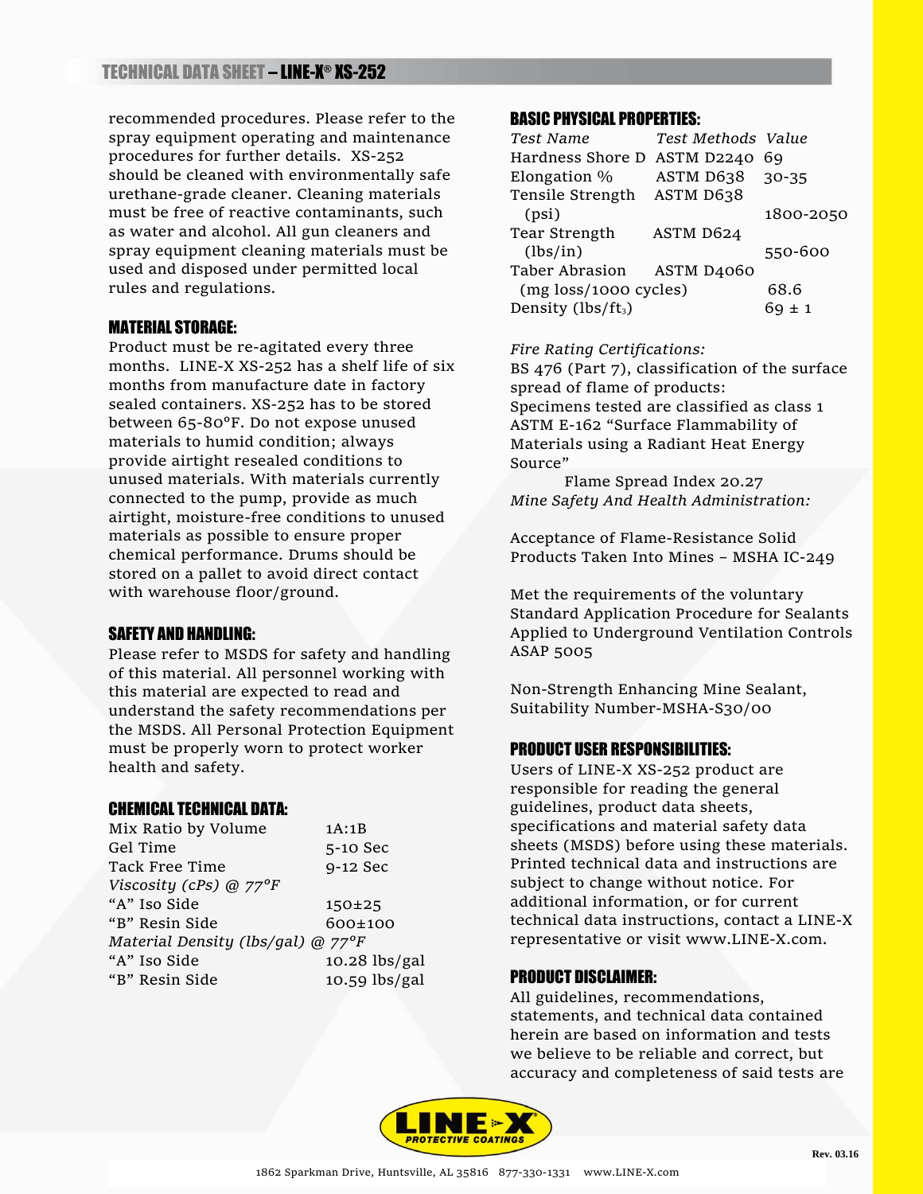recommended procedures. Please refer to the spray equipment operating and maintenance procedures for further details. XS-252 should be cleaned with environmentally safe urethane-grade cleaner. Cleaning materials must be free of reactive contaminants, such as water and alcohol. All gun cleaners and spray equipment cleaning materials must be used and disposed under permitted local rules and regulations.

## MATERIAL STORAGE:

Product must be re-agitated every three months. LINE-X XS-252 has a shelf life of six months from manufacture date in factory sealed containers. XS-252 has to be stored between 65-80°F. Do not expose unused materials to humid condition; always provide airtight resealed conditions to unused materials. With materials currently connected to the pump, provide as much airtight, moisture-free conditions to unused materials as possible to ensure proper chemical performance. Drums should be stored on a pallet to avoid direct contact with warehouse floor/ground.

## SAFETY AND HANDLING:

Please refer to MSDS for safety and handling of this material. All personnel working with this material are expected to read and understand the safety recommendations per the MSDS. All Personal Protection Equipment must be properly worn to protect worker health and safety.

## CHEMICAL TECHNICAL DATA:

| | |
|---|---|
| Mix Ratio by Volume | 1A:1B |
| Gel Time | 5-10 Sec |
| Tack Free Time | 9-12 Sec |
| *Viscosity (cPs) @ 77°F* | |
| "A" Iso Side | 150±25 |
| "B" Resin Side | 600±100 |
| *Material Density (lbs/gal) @ 77°F* | |
| "A" Iso Side | 10.28 lbs/gal |
| "B" Resin Side | 10.59 lbs/gal |

## BASIC PHYSICAL PROPERTIES:

| *Test Name* | *Test Methods* | *Value* |
|---|---|---|
| Hardness Shore D | ASTM D2240 | 69 |
| Elongation % | ASTM D638 | 30-35 |
| Tensile Strength (psi) | ASTM D638 | 1800-2050 |
| Tear Strength (lbs/in) | ASTM D624 | 550-600 |
| Taber Abrasion (mg loss/1000 cycles) | ASTM D4060 | 68.6 |
| Density (lbs/ft$_3$) | | 69 ± 1 |

*Fire Rating Certifications:*

BS 476 (Part 7), classification of the surface spread of flame of products:
Specimens tested are classified as class 1
ASTM E-162 "Surface Flammability of Materials using a Radiant Heat Energy Source"

Flame Spread Index 20.27

*Mine Safety And Health Administration:*

Acceptance of Flame-Resistance Solid Products Taken Into Mines – MSHA IC-249

Met the requirements of the voluntary Standard Application Procedure for Sealants Applied to Underground Ventilation Controls ASAP 5005

Non-Strength Enhancing Mine Sealant, Suitability Number-MSHA-S30/00

## PRODUCT USER RESPONSIBILITIES:

Users of LINE-X XS-252 product are responsible for reading the general guidelines, product data sheets, specifications and material safety data sheets (MSDS) before using these materials. Printed technical data and instructions are subject to change without notice. For additional information, or for current technical data instructions, contact a LINE-X representative or visit www.LINE-X.com.

## PRODUCT DISCLAIMER:

All guidelines, recommendations, statements, and technical data contained herein are based on information and tests we believe to be reliable and correct, but accuracy and completeness of said tests are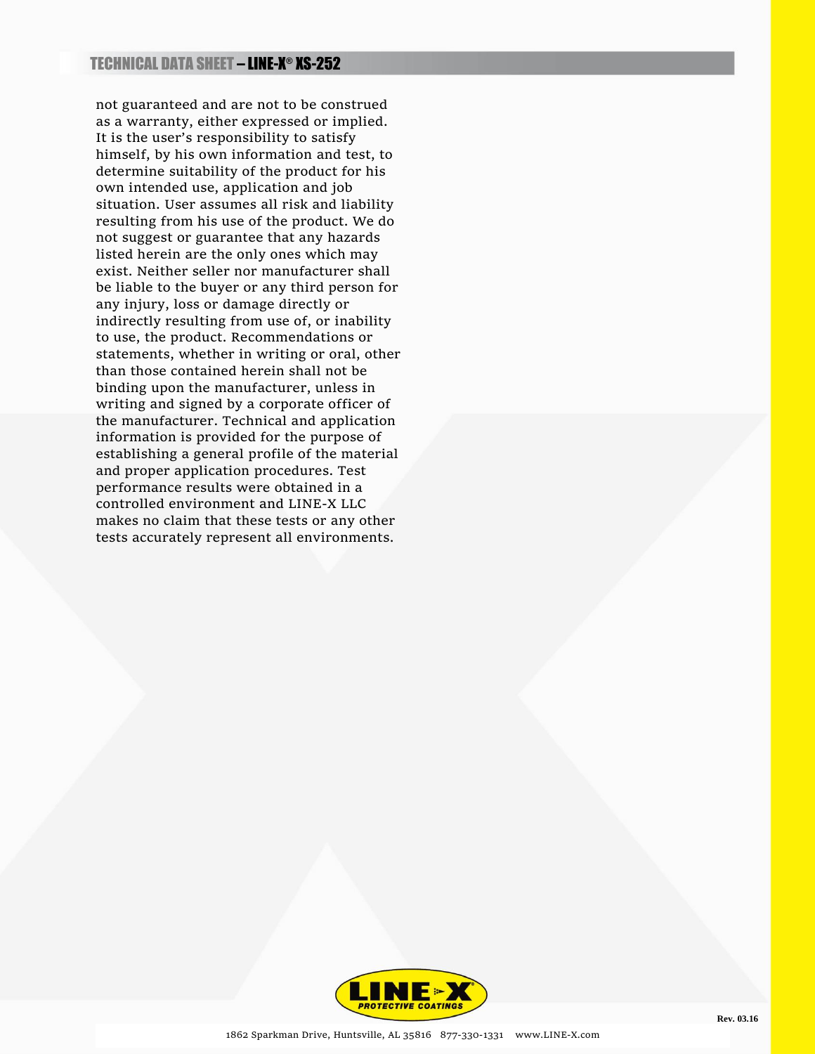not guaranteed and are not to be construed as a warranty, either expressed or implied. It is the user's responsibility to satisfy himself, by his own information and test, to determine suitability of the product for his own intended use, application and job situation. User assumes all risk and liability resulting from his use of the product. We do not suggest or guarantee that any hazards listed herein are the only ones which may exist. Neither seller nor manufacturer shall be liable to the buyer or any third person for any injury, loss or damage directly or indirectly resulting from use of, or inability to use, the product. Recommendations or statements, whether in writing or oral, other than those contained herein shall not be binding upon the manufacturer, unless in writing and signed by a corporate officer of the manufacturer. Technical and application information is provided for the purpose of establishing a general profile of the material and proper application procedures. Test performance results were obtained in a controlled environment and LINE-X LLC makes no claim that these tests or any other tests accurately represent all environments.